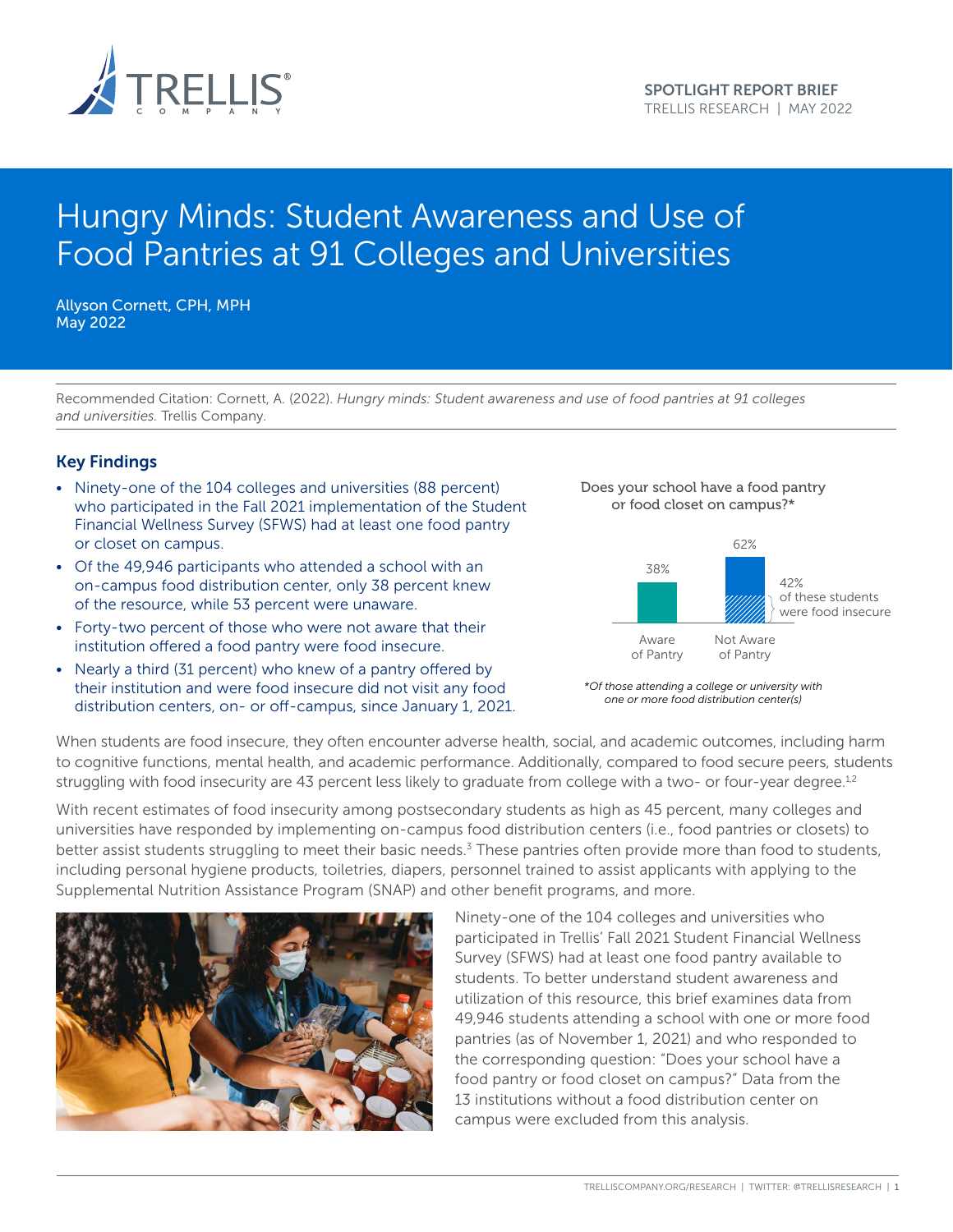SPOTLIGHT REPORT BRIEF
TRELLIS RESEARCH | MAY 2022

# Hungry Minds: Student Awareness and Use of Food Pantries at 91 Colleges and Universities

Allyson Cornett, CPH, MPH
May 2022

Recommended Citation: Cornett, A. (2022). *Hungry minds: Student awareness and use of food pantries at 91 colleges and universities.* Trellis Company.

## Key Findings

- Ninety-one of the 104 colleges and universities (88 percent) who participated in the Fall 2021 implementation of the Student Financial Wellness Survey (SFWS) had at least one food pantry or closet on campus.
- Of the 49,946 participants who attended a school with an on-campus food distribution center, only 38 percent knew of the resource, while 53 percent were unaware.
- Forty-two percent of those who were not aware that their institution offered a food pantry were food insecure.
- Nearly a third (31 percent) who knew of a pantry offered by their institution and were food insecure did not visit any food distribution centers, on- or off-campus, since January 1, 2021.

Does your school have a food pantry or food closet on campus?*

| | Aware of Pantry | Not Aware of Pantry |
|---|---|---|
| Percent | 38% | 62% |

42% of these students were food insecure

*\*Of those attending a college or university with one or more food distribution center(s)*

When students are food insecure, they often encounter adverse health, social, and academic outcomes, including harm to cognitive functions, mental health, and academic performance. Additionally, compared to food secure peers, students struggling with food insecurity are 43 percent less likely to graduate from college with a two- or four-year degree.[1,2]

With recent estimates of food insecurity among postsecondary students as high as 45 percent, many colleges and universities have responded by implementing on-campus food distribution centers (i.e., food pantries or closets) to better assist students struggling to meet their basic needs.[3] These pantries often provide more than food to students, including personal hygiene products, toiletries, diapers, personnel trained to assist applicants with applying to the Supplemental Nutrition Assistance Program (SNAP) and other benefit programs, and more.

Ninety-one of the 104 colleges and universities who participated in Trellis' Fall 2021 Student Financial Wellness Survey (SFWS) had at least one food pantry available to students. To better understand student awareness and utilization of this resource, this brief examines data from 49,946 students attending a school with one or more food pantries (as of November 1, 2021) and who responded to the corresponding question: "Does your school have a food pantry or food closet on campus?" Data from the 13 institutions without a food distribution center on campus were excluded from this analysis.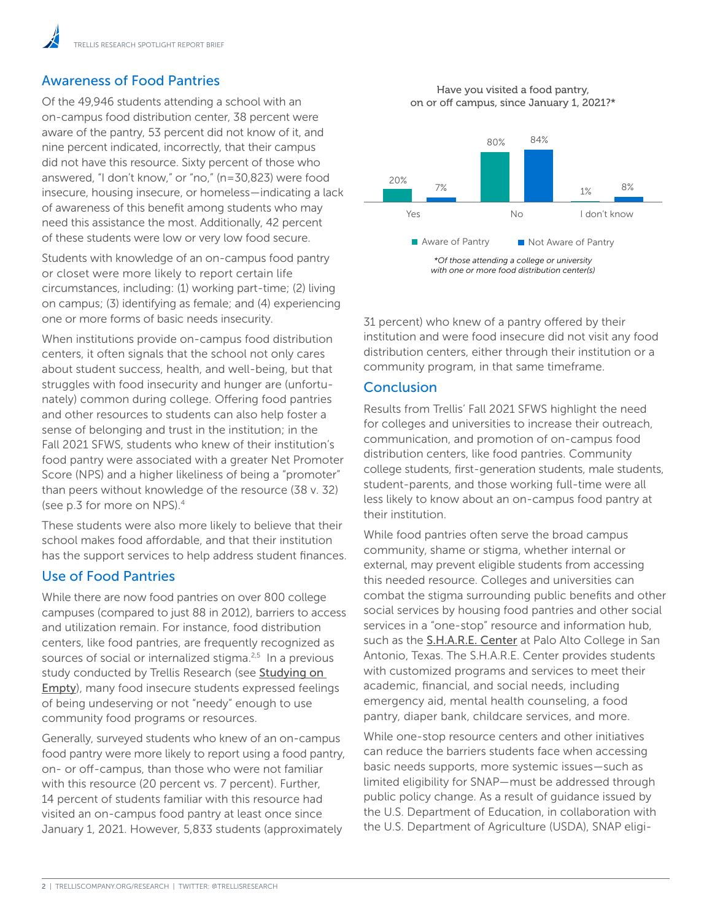## Awareness of Food Pantries

Of the 49,946 students attending a school with an on-campus food distribution center, 38 percent were aware of the pantry, 53 percent did not know of it, and nine percent indicated, incorrectly, that their campus did not have this resource. Sixty percent of those who answered, "I don't know," or "no," (n=30,823) were food insecure, housing insecure, or homeless—indicating a lack of awareness of this benefit among students who may need this assistance the most. Additionally, 42 percent of these students were low or very low food secure.

Students with knowledge of an on-campus food pantry or closet were more likely to report certain life circumstances, including: (1) working part-time; (2) living on campus; (3) identifying as female; and (4) experiencing one or more forms of basic needs insecurity.

When institutions provide on-campus food distribution centers, it often signals that the school not only cares about student success, health, and well-being, but that struggles with food insecurity and hunger are (unfortunately) common during college. Offering food pantries and other resources to students can also help foster a sense of belonging and trust in the institution; in the Fall 2021 SFWS, students who knew of their institution's food pantry were associated with a greater Net Promoter Score (NPS) and a higher likeliness of being a "promoter" than peers without knowledge of the resource (38 v. 32) (see p.3 for more on NPS).[4]

These students were also more likely to believe that their school makes food affordable, and that their institution has the support services to help address student finances.

## Use of Food Pantries

While there are now food pantries on over 800 college campuses (compared to just 88 in 2012), barriers to access and utilization remain. For instance, food distribution centers, like food pantries, are frequently recognized as sources of social or internalized stigma.[2,5] In a previous study conducted by Trellis Research (see Studying on Empty), many food insecure students expressed feelings of being undeserving or not "needy" enough to use community food programs or resources.

Generally, surveyed students who knew of an on-campus food pantry were more likely to report using a food pantry, on- or off-campus, than those who were not familiar with this resource (20 percent vs. 7 percent). Further, 14 percent of students familiar with this resource had visited an on-campus food pantry at least once since January 1, 2021. However, 5,833 students (approximately 31 percent) who knew of a pantry offered by their institution and were food insecure did not visit any food distribution centers, either through their institution or a community program, in that same timeframe.

Have you visited a food pantry, on or off campus, since January 1, 2021?*

| | Aware of Pantry | Not Aware of Pantry |
|---|---|---|
| Yes | 20% | 7% |
| No | 80% | 84% |
| I don't know | 1% | 8% |

*\*Of those attending a college or university with one or more food distribution center(s)*

## Conclusion

Results from Trellis' Fall 2021 SFWS highlight the need for colleges and universities to increase their outreach, communication, and promotion of on-campus food distribution centers, like food pantries. Community college students, first-generation students, male students, student-parents, and those working full-time were all less likely to know about an on-campus food pantry at their institution.

While food pantries often serve the broad campus community, shame or stigma, whether internal or external, may prevent eligible students from accessing this needed resource. Colleges and universities can combat the stigma surrounding public benefits and other social services by housing food pantries and other social services in a "one-stop" resource and information hub, such as the S.H.A.R.E. Center at Palo Alto College in San Antonio, Texas. The S.H.A.R.E. Center provides students with customized programs and services to meet their academic, financial, and social needs, including emergency aid, mental health counseling, a food pantry, diaper bank, childcare services, and more.

While one-stop resource centers and other initiatives can reduce the barriers students face when accessing basic needs supports, more systemic issues—such as limited eligibility for SNAP—must be addressed through public policy change. As a result of guidance issued by the U.S. Department of Education, in collaboration with the U.S. Department of Agriculture (USDA), SNAP eligi-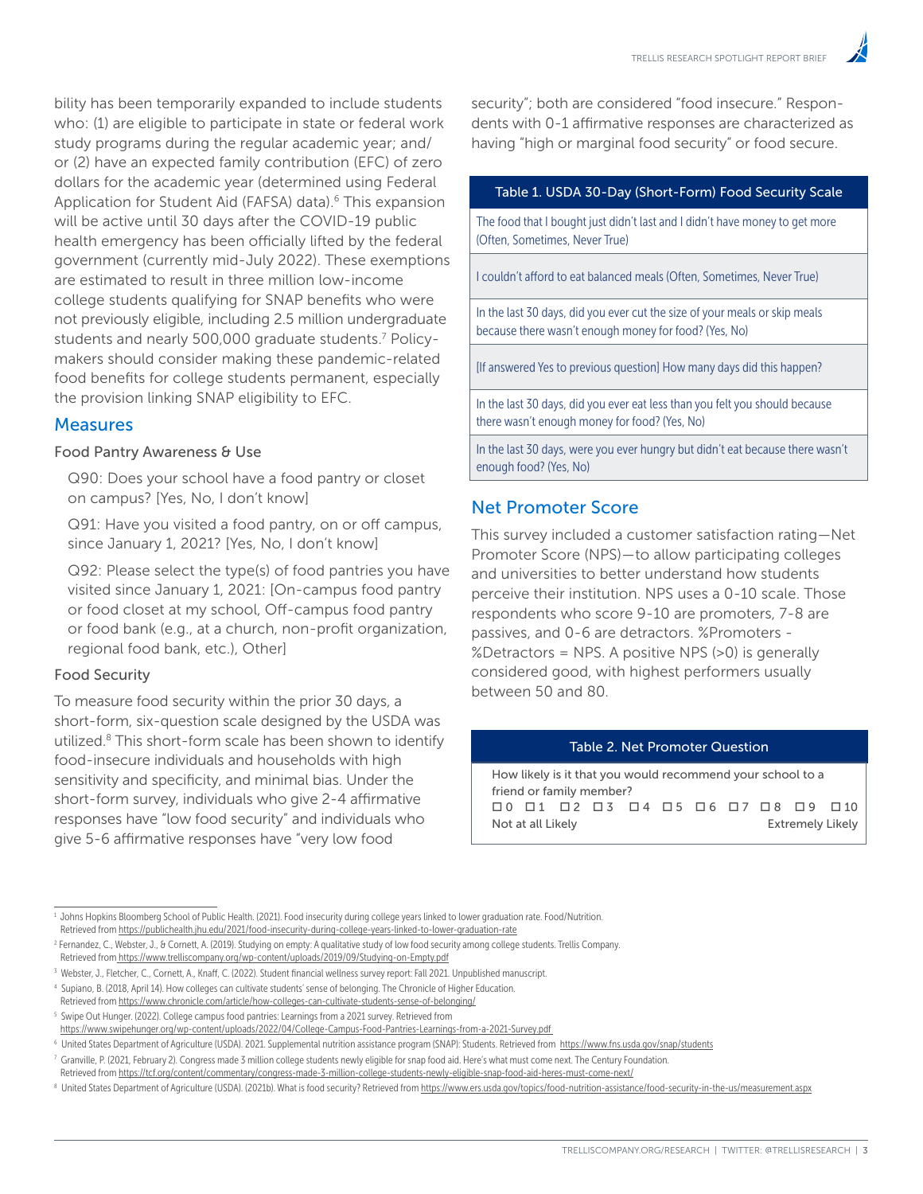bility has been temporarily expanded to include students who: (1) are eligible to participate in state or federal work study programs during the regular academic year; and/or (2) have an expected family contribution (EFC) of zero dollars for the academic year (determined using Federal Application for Student Aid (FAFSA) data).[6] This expansion will be active until 30 days after the COVID-19 public health emergency has been officially lifted by the federal government (currently mid-July 2022). These exemptions are estimated to result in three million low-income college students qualifying for SNAP benefits who were not previously eligible, including 2.5 million undergraduate students and nearly 500,000 graduate students.[7] Policymakers should consider making these pandemic-related food benefits for college students permanent, especially the provision linking SNAP eligibility to EFC.

## Measures

### Food Pantry Awareness & Use

Q90: Does your school have a food pantry or closet on campus? [Yes, No, I don't know]

Q91: Have you visited a food pantry, on or off campus, since January 1, 2021? [Yes, No, I don't know]

Q92: Please select the type(s) of food pantries you have visited since January 1, 2021: [On-campus food pantry or food closet at my school, Off-campus food pantry or food bank (e.g., at a church, non-profit organization, regional food bank, etc.), Other]

### Food Security

To measure food security within the prior 30 days, a short-form, six-question scale designed by the USDA was utilized.[8] This short-form scale has been shown to identify food-insecure individuals and households with high sensitivity and specificity, and minimal bias. Under the short-form survey, individuals who give 2-4 affirmative responses have "low food security" and individuals who give 5-6 affirmative responses have "very low food security"; both are considered "food insecure." Respondents with 0-1 affirmative responses are characterized as having "high or marginal food security" or food secure.

| Table 1. USDA 30-Day (Short-Form) Food Security Scale |
|---|
| The food that I bought just didn't last and I didn't have money to get more (Often, Sometimes, Never True) |
| I couldn't afford to eat balanced meals (Often, Sometimes, Never True) |
| In the last 30 days, did you ever cut the size of your meals or skip meals because there wasn't enough money for food? (Yes, No) |
| [If answered Yes to previous question] How many days did this happen? |
| In the last 30 days, did you ever eat less than you felt you should because there wasn't enough money for food? (Yes, No) |
| In the last 30 days, were you ever hungry but didn't eat because there wasn't enough food? (Yes, No) |

## Net Promoter Score

This survey included a customer satisfaction rating—Net Promoter Score (NPS)—to allow participating colleges and universities to better understand how students perceive their institution. NPS uses a 0-10 scale. Those respondents who score 9-10 are promoters, 7-8 are passives, and 0-6 are detractors. %Promoters - %Detractors = NPS. A positive NPS (>0) is generally considered good, with highest performers usually between 50 and 80.

| Table 2. Net Promoter Question |
|---|
| How likely is it that you would recommend your school to a friend or family member? |
| ☐ 0 ☐ 1 ☐ 2 ☐ 3 ☐ 4 ☐ 5 ☐ 6 ☐ 7 ☐ 8 ☐ 9 ☐ 10 |
| Not at all Likely — Extremely Likely |

---

[1] Johns Hopkins Bloomberg School of Public Health. (2021). Food insecurity during college years linked to lower graduation rate. Food/Nutrition. Retrieved from https://publichealth.jhu.edu/2021/food-insecurity-during-college-years-linked-to-lower-graduation-rate

[2] Fernandez, C., Webster, J., & Cornett, A. (2019). Studying on empty: A qualitative study of low food security among college students. Trellis Company. Retrieved from https://www.trelliscompany.org/wp-content/uploads/2019/09/Studying-on-Empty.pdf

[3] Webster, J., Fletcher, C., Cornett, A., Knaff, C. (2022). Student financial wellness survey report: Fall 2021. Unpublished manuscript.

[4] Supiano, B. (2018, April 14). How colleges can cultivate students' sense of belonging. The Chronicle of Higher Education. Retrieved from https://www.chronicle.com/article/how-colleges-can-cultivate-students-sense-of-belonging/

[5] Swipe Out Hunger. (2022). College campus food pantries: Learnings from a 2021 survey. Retrieved from https://www.swipehunger.org/wp-content/uploads/2022/04/College-Campus-Food-Pantries-Learnings-from-a-2021-Survey.pdf

[6] United States Department of Agriculture (USDA). 2021. Supplemental nutrition assistance program (SNAP): Students. Retrieved from https://www.fns.usda.gov/snap/students

[7] Granville, P. (2021, February 2). Congress made 3 million college students newly eligible for snap food aid. Here's what must come next. The Century Foundation. Retrieved from https://tcf.org/content/commentary/congress-made-3-million-college-students-newly-eligible-snap-food-aid-heres-must-come-next/

[8] United States Department of Agriculture (USDA). (2021b). What is food security? Retrieved from https://www.ers.usda.gov/topics/food-nutrition-assistance/food-security-in-the-us/measurement.aspx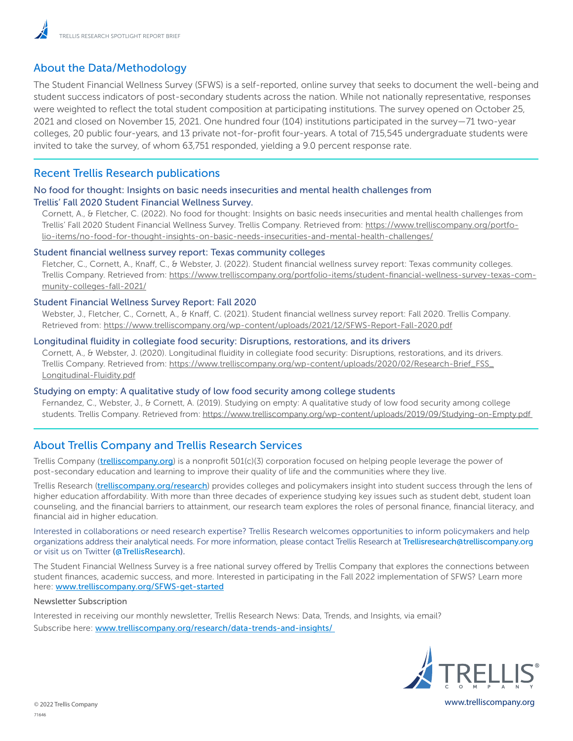## About the Data/Methodology

The Student Financial Wellness Survey (SFWS) is a self-reported, online survey that seeks to document the well-being and student success indicators of post-secondary students across the nation. While not nationally representative, responses were weighted to reflect the total student composition at participating institutions. The survey opened on October 25, 2021 and closed on November 15, 2021. One hundred four (104) institutions participated in the survey—71 two-year colleges, 20 public four-years, and 13 private not-for-profit four-years. A total of 715,545 undergraduate students were invited to take the survey, of whom 63,751 responded, yielding a 9.0 percent response rate.

## Recent Trellis Research publications

### No food for thought: Insights on basic needs insecurities and mental health challenges from Trellis' Fall 2020 Student Financial Wellness Survey.

Cornett, A., & Fletcher, C. (2022). No food for thought: Insights on basic needs insecurities and mental health challenges from Trellis' Fall 2020 Student Financial Wellness Survey. Trellis Company. Retrieved from: https://www.trelliscompany.org/portfolio-items/no-food-for-thought-insights-on-basic-needs-insecurities-and-mental-health-challenges/

### Student financial wellness survey report: Texas community colleges

Fletcher, C., Cornett, A., Knaff, C., & Webster, J. (2022). Student financial wellness survey report: Texas community colleges. Trellis Company. Retrieved from: https://www.trelliscompany.org/portfolio-items/student-financial-wellness-survey-texas-community-colleges-fall-2021/

### Student Financial Wellness Survey Report: Fall 2020

Webster, J., Fletcher, C., Cornett, A., & Knaff, C. (2021). Student financial wellness survey report: Fall 2020. Trellis Company. Retrieved from: https://www.trelliscompany.org/wp-content/uploads/2021/12/SFWS-Report-Fall-2020.pdf

### Longitudinal fluidity in collegiate food security: Disruptions, restorations, and its drivers

Cornett, A., & Webster, J. (2020). Longitudinal fluidity in collegiate food security: Disruptions, restorations, and its drivers. Trellis Company. Retrieved from: https://www.trelliscompany.org/wp-content/uploads/2020/02/Research-Brief_FSS_Longitudinal-Fluidity.pdf

### Studying on empty: A qualitative study of low food security among college students

Fernandez, C., Webster, J., & Cornett, A. (2019). Studying on empty: A qualitative study of low food security among college students. Trellis Company. Retrieved from: https://www.trelliscompany.org/wp-content/uploads/2019/09/Studying-on-Empty.pdf

## About Trellis Company and Trellis Research Services

Trellis Company (trelliscompany.org) is a nonprofit 501(c)(3) corporation focused on helping people leverage the power of post-secondary education and learning to improve their quality of life and the communities where they live.

Trellis Research (trelliscompany.org/research) provides colleges and policymakers insight into student success through the lens of higher education affordability. With more than three decades of experience studying key issues such as student debt, student loan counseling, and the financial barriers to attainment, our research team explores the roles of personal finance, financial literacy, and financial aid in higher education.

Interested in collaborations or need research expertise? Trellis Research welcomes opportunities to inform policymakers and help organizations address their analytical needs. For more information, please contact Trellis Research at Trellisresearch@trelliscompany.org or visit us on Twitter (@TrellisResearch).

The Student Financial Wellness Survey is a free national survey offered by Trellis Company that explores the connections between student finances, academic success, and more. Interested in participating in the Fall 2022 implementation of SFWS? Learn more here: www.trelliscompany.org/SFWS-get-started

Newsletter Subscription

Interested in receiving our monthly newsletter, Trellis Research News: Data, Trends, and Insights, via email?
Subscribe here: www.trelliscompany.org/research/data-trends-and-insights/

© 2022 Trellis Company

71646

www.trelliscompany.org